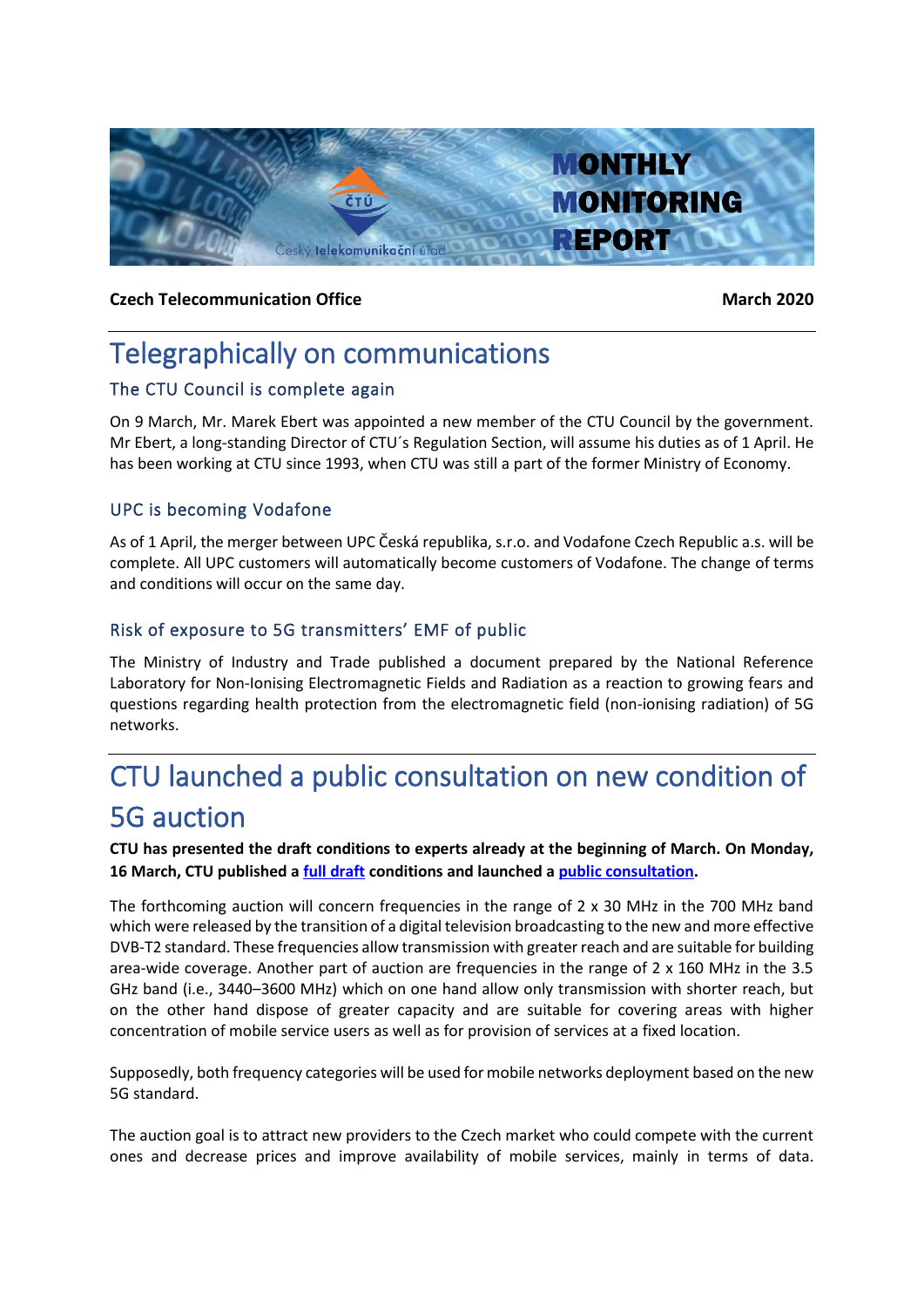# MONTHLY MONITORING REPORT

**Czech Telecommunication Office** **March 2020**

# Telegraphically on communications

## The CTU Council is complete again

On 9 March, Mr. Marek Ebert was appointed a new member of the CTU Council by the government. Mr Ebert, a long-standing Director of CTU´s Regulation Section, will assume his duties as of 1 April. He has been working at CTU since 1993, when CTU was still a part of the former Ministry of Economy.

## UPC is becoming Vodafone

As of 1 April, the merger between UPC Česká republika, s.r.o. and Vodafone Czech Republic a.s. will be complete. All UPC customers will automatically become customers of Vodafone. The change of terms and conditions will occur on the same day.

## Risk of exposure to 5G transmitters' EMF of public

The Ministry of Industry and Trade published a document prepared by the National Reference Laboratory for Non-Ionising Electromagnetic Fields and Radiation as a reaction to growing fears and questions regarding health protection from the electromagnetic field (non-ionising radiation) of 5G networks.

# CTU launched a public consultation on new condition of 5G auction

**CTU has presented the draft conditions to experts already at the beginning of March. On Monday, 16 March, CTU published a full draft conditions and launched a public consultation.**

The forthcoming auction will concern frequencies in the range of 2 x 30 MHz in the 700 MHz band which were released by the transition of a digital television broadcasting to the new and more effective DVB-T2 standard. These frequencies allow transmission with greater reach and are suitable for building area-wide coverage. Another part of auction are frequencies in the range of 2 x 160 MHz in the 3.5 GHz band (i.e., 3440–3600 MHz) which on one hand allow only transmission with shorter reach, but on the other hand dispose of greater capacity and are suitable for covering areas with higher concentration of mobile service users as well as for provision of services at a fixed location.

Supposedly, both frequency categories will be used for mobile networks deployment based on the new 5G standard.

The auction goal is to attract new providers to the Czech market who could compete with the current ones and decrease prices and improve availability of mobile services, mainly in terms of data.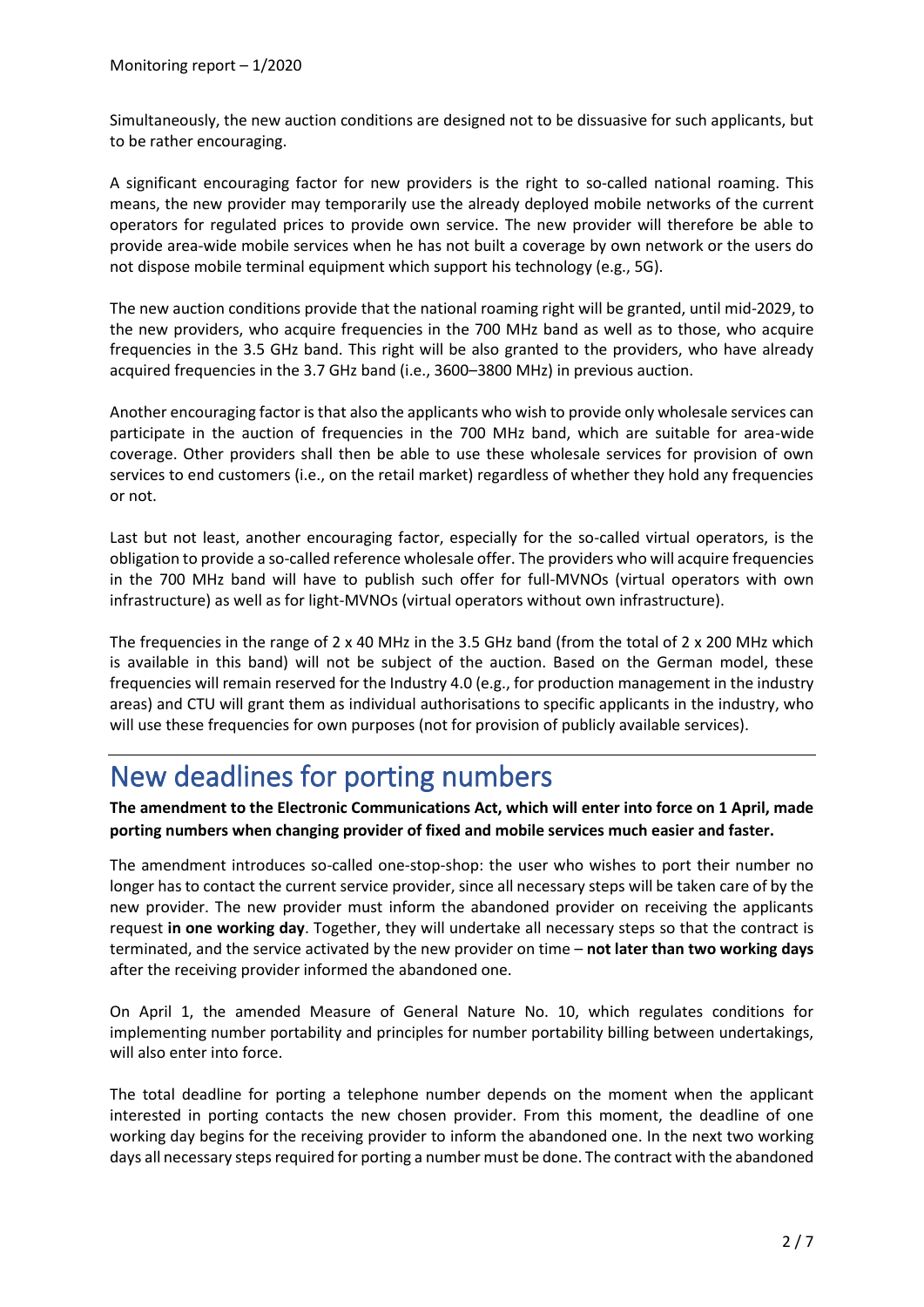Simultaneously, the new auction conditions are designed not to be dissuasive for such applicants, but to be rather encouraging.

A significant encouraging factor for new providers is the right to so-called national roaming. This means, the new provider may temporarily use the already deployed mobile networks of the current operators for regulated prices to provide own service. The new provider will therefore be able to provide area-wide mobile services when he has not built a coverage by own network or the users do not dispose mobile terminal equipment which support his technology (e.g., 5G).

The new auction conditions provide that the national roaming right will be granted, until mid-2029, to the new providers, who acquire frequencies in the 700 MHz band as well as to those, who acquire frequencies in the 3.5 GHz band. This right will be also granted to the providers, who have already acquired frequencies in the 3.7 GHz band (i.e., 3600–3800 MHz) in previous auction.

Another encouraging factor is that also the applicants who wish to provide only wholesale services can participate in the auction of frequencies in the 700 MHz band, which are suitable for area-wide coverage. Other providers shall then be able to use these wholesale services for provision of own services to end customers (i.e., on the retail market) regardless of whether they hold any frequencies or not.

Last but not least, another encouraging factor, especially for the so-called virtual operators, is the obligation to provide a so-called reference wholesale offer. The providers who will acquire frequencies in the 700 MHz band will have to publish such offer for full-MVNOs (virtual operators with own infrastructure) as well as for light-MVNOs (virtual operators without own infrastructure).

The frequencies in the range of 2 x 40 MHz in the 3.5 GHz band (from the total of 2 x 200 MHz which is available in this band) will not be subject of the auction. Based on the German model, these frequencies will remain reserved for the Industry 4.0 (e.g., for production management in the industry areas) and CTU will grant them as individual authorisations to specific applicants in the industry, who will use these frequencies for own purposes (not for provision of publicly available services).

# New deadlines for porting numbers

**The amendment to the Electronic Communications Act, which will enter into force on 1 April, made porting numbers when changing provider of fixed and mobile services much easier and faster.**

The amendment introduces so-called one-stop-shop: the user who wishes to port their number no longer has to contact the current service provider, since all necessary steps will be taken care of by the new provider. The new provider must inform the abandoned provider on receiving the applicants request **in one working day**. Together, they will undertake all necessary steps so that the contract is terminated, and the service activated by the new provider on time – **not later than two working days** after the receiving provider informed the abandoned one.

On April 1, the amended Measure of General Nature No. 10, which regulates conditions for implementing number portability and principles for number portability billing between undertakings, will also enter into force.

The total deadline for porting a telephone number depends on the moment when the applicant interested in porting contacts the new chosen provider. From this moment, the deadline of one working day begins for the receiving provider to inform the abandoned one. In the next two working days all necessary steps required for porting a number must be done. The contract with the abandoned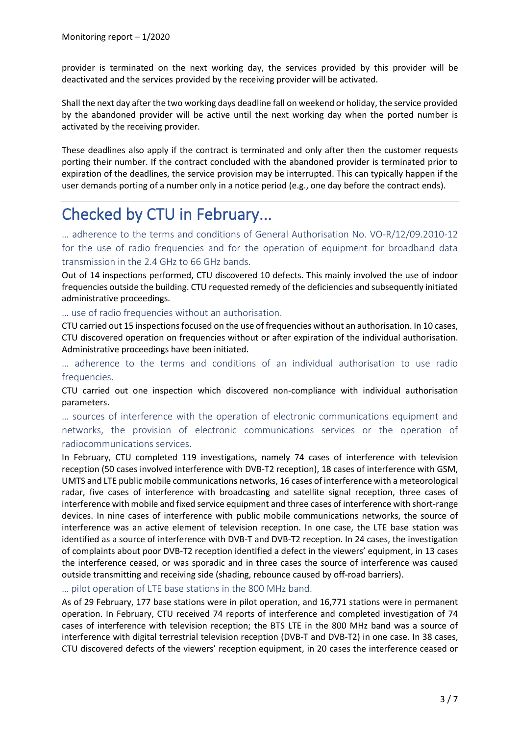provider is terminated on the next working day, the services provided by this provider will be deactivated and the services provided by the receiving provider will be activated.

Shall the next day after the two working days deadline fall on weekend or holiday, the service provided by the abandoned provider will be active until the next working day when the ported number is activated by the receiving provider.

These deadlines also apply if the contract is terminated and only after then the customer requests porting their number. If the contract concluded with the abandoned provider is terminated prior to expiration of the deadlines, the service provision may be interrupted. This can typically happen if the user demands porting of a number only in a notice period (e.g., one day before the contract ends).

# Checked by CTU in February...

### … adherence to the terms and conditions of General Authorisation No. VO-R/12/09.2010-12 for the use of radio frequencies and for the operation of equipment for broadband data transmission in the 2.4 GHz to 66 GHz bands.

Out of 14 inspections performed, CTU discovered 10 defects. This mainly involved the use of indoor frequencies outside the building. CTU requested remedy of the deficiencies and subsequently initiated administrative proceedings.

### … use of radio frequencies without an authorisation.

CTU carried out 15 inspections focused on the use of frequencies without an authorisation. In 10 cases, CTU discovered operation on frequencies without or after expiration of the individual authorisation. Administrative proceedings have been initiated.

### … adherence to the terms and conditions of an individual authorisation to use radio frequencies.

CTU carried out one inspection which discovered non-compliance with individual authorisation parameters.

### … sources of interference with the operation of electronic communications equipment and networks, the provision of electronic communications services or the operation of radiocommunications services.

In February, CTU completed 119 investigations, namely 74 cases of interference with television reception (50 cases involved interference with DVB-T2 reception), 18 cases of interference with GSM, UMTS and LTE public mobile communications networks, 16 cases of interference with a meteorological radar, five cases of interference with broadcasting and satellite signal reception, three cases of interference with mobile and fixed service equipment and three cases of interference with short-range devices. In nine cases of interference with public mobile communications networks, the source of interference was an active element of television reception. In one case, the LTE base station was identified as a source of interference with DVB-T and DVB-T2 reception. In 24 cases, the investigation of complaints about poor DVB-T2 reception identified a defect in the viewers' equipment, in 13 cases the interference ceased, or was sporadic and in three cases the source of interference was caused outside transmitting and receiving side (shading, rebounce caused by off-road barriers).

### … pilot operation of LTE base stations in the 800 MHz band.

As of 29 February, 177 base stations were in pilot operation, and 16,771 stations were in permanent operation. In February, CTU received 74 reports of interference and completed investigation of 74 cases of interference with television reception; the BTS LTE in the 800 MHz band was a source of interference with digital terrestrial television reception (DVB-T and DVB-T2) in one case. In 38 cases, CTU discovered defects of the viewers' reception equipment, in 20 cases the interference ceased or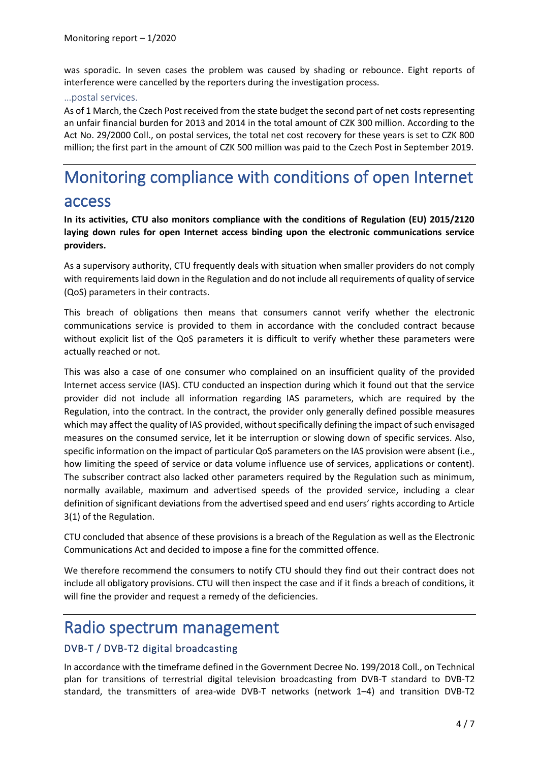was sporadic. In seven cases the problem was caused by shading or rebounce. Eight reports of interference were cancelled by the reporters during the investigation process.

### …postal services.

As of 1 March, the Czech Post received from the state budget the second part of net costs representing an unfair financial burden for 2013 and 2014 in the total amount of CZK 300 million. According to the Act No. 29/2000 Coll., on postal services, the total net cost recovery for these years is set to CZK 800 million; the first part in the amount of CZK 500 million was paid to the Czech Post in September 2019.

# Monitoring compliance with conditions of open Internet access

**In its activities, CTU also monitors compliance with the conditions of Regulation (EU) 2015/2120 laying down rules for open Internet access binding upon the electronic communications service providers.**

As a supervisory authority, CTU frequently deals with situation when smaller providers do not comply with requirements laid down in the Regulation and do not include all requirements of quality of service (QoS) parameters in their contracts.

This breach of obligations then means that consumers cannot verify whether the electronic communications service is provided to them in accordance with the concluded contract because without explicit list of the QoS parameters it is difficult to verify whether these parameters were actually reached or not.

This was also a case of one consumer who complained on an insufficient quality of the provided Internet access service (IAS). CTU conducted an inspection during which it found out that the service provider did not include all information regarding IAS parameters, which are required by the Regulation, into the contract. In the contract, the provider only generally defined possible measures which may affect the quality of IAS provided, without specifically defining the impact of such envisaged measures on the consumed service, let it be interruption or slowing down of specific services. Also, specific information on the impact of particular QoS parameters on the IAS provision were absent (i.e., how limiting the speed of service or data volume influence use of services, applications or content). The subscriber contract also lacked other parameters required by the Regulation such as minimum, normally available, maximum and advertised speeds of the provided service, including a clear definition of significant deviations from the advertised speed and end users' rights according to Article 3(1) of the Regulation.

CTU concluded that absence of these provisions is a breach of the Regulation as well as the Electronic Communications Act and decided to impose a fine for the committed offence.

We therefore recommend the consumers to notify CTU should they find out their contract does not include all obligatory provisions. CTU will then inspect the case and if it finds a breach of conditions, it will fine the provider and request a remedy of the deficiencies.

# Radio spectrum management

## DVB-T / DVB-T2 digital broadcasting

In accordance with the timeframe defined in the Government Decree No. 199/2018 Coll., on Technical plan for transitions of terrestrial digital television broadcasting from DVB-T standard to DVB-T2 standard, the transmitters of area-wide DVB-T networks (network 1–4) and transition DVB-T2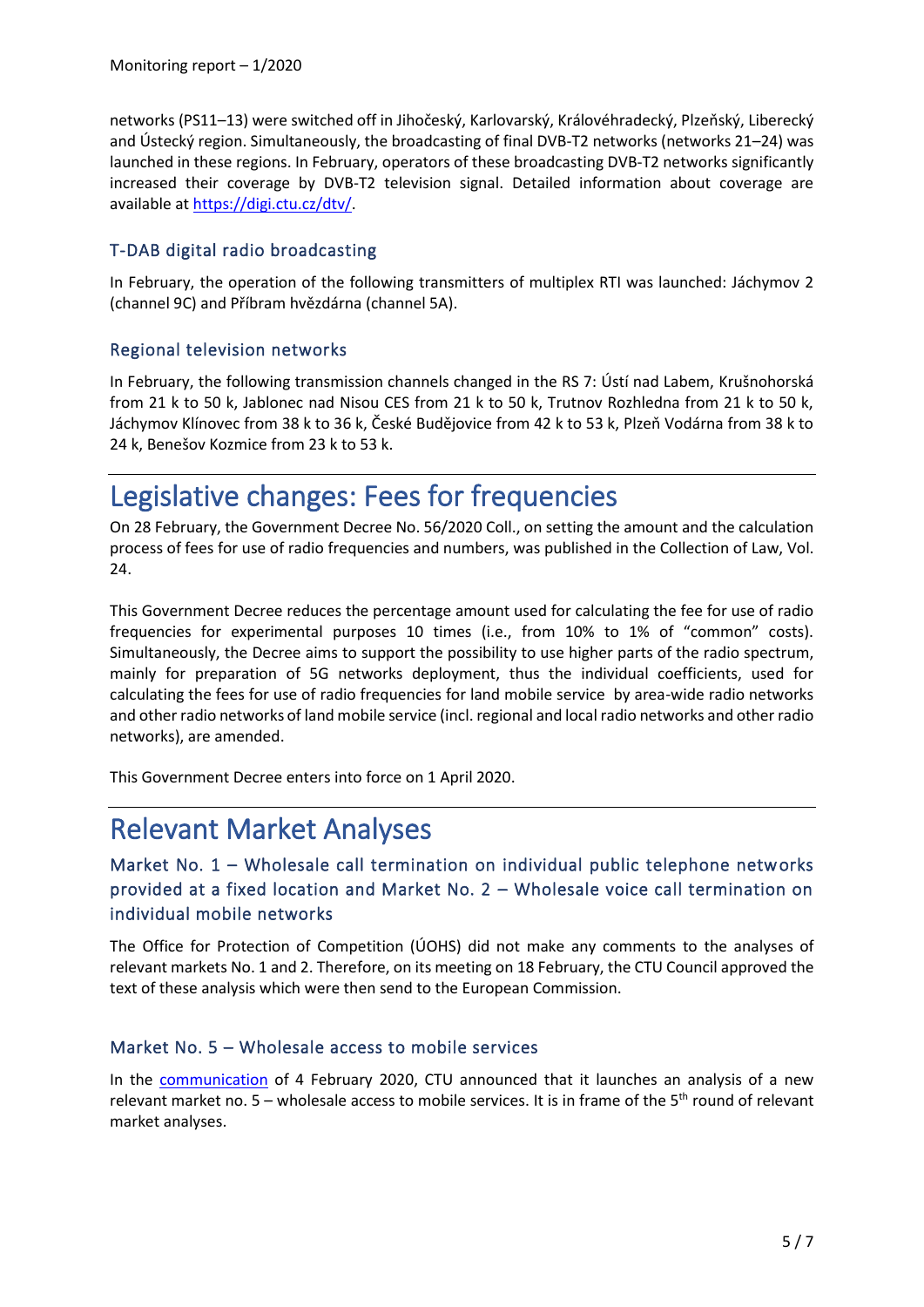networks (PS11–13) were switched off in Jihočeský, Karlovarský, Královéhradecký, Plzeňský, Liberecký and Ústecký region. Simultaneously, the broadcasting of final DVB-T2 networks (networks 21–24) was launched in these regions. In February, operators of these broadcasting DVB-T2 networks significantly increased their coverage by DVB-T2 television signal. Detailed information about coverage are available at [https://digi.ctu.cz/dtv/](https://digi.ctu.cz/dtv/).

### T-DAB digital radio broadcasting

In February, the operation of the following transmitters of multiplex RTI was launched: Jáchymov 2 (channel 9C) and Příbram hvězdárna (channel 5A).

### Regional television networks

In February, the following transmission channels changed in the RS 7: Ústí nad Labem, Krušnohorská from 21 k to 50 k, Jablonec nad Nisou CES from 21 k to 50 k, Trutnov Rozhledna from 21 k to 50 k, Jáchymov Klínovec from 38 k to 36 k, České Budějovice from 42 k to 53 k, Plzeň Vodárna from 38 k to 24 k, Benešov Kozmice from 23 k to 53 k.

# Legislative changes: Fees for frequencies

On 28 February, the Government Decree No. 56/2020 Coll., on setting the amount and the calculation process of fees for use of radio frequencies and numbers, was published in the Collection of Law, Vol. 24.

This Government Decree reduces the percentage amount used for calculating the fee for use of radio frequencies for experimental purposes 10 times (i.e., from 10% to 1% of "common" costs). Simultaneously, the Decree aims to support the possibility to use higher parts of the radio spectrum, mainly for preparation of 5G networks deployment, thus the individual coefficients, used for calculating the fees for use of radio frequencies for land mobile service by area-wide radio networks and other radio networks of land mobile service (incl. regional and local radio networks and other radio networks), are amended.

This Government Decree enters into force on 1 April 2020.

# Relevant Market Analyses

## Market No. 1 – Wholesale call termination on individual public telephone networks provided at a fixed location and Market No. 2 – Wholesale voice call termination on individual mobile networks

The Office for Protection of Competition (ÚOHS) did not make any comments to the analyses of relevant markets No. 1 and 2. Therefore, on its meeting on 18 February, the CTU Council approved the text of these analysis which were then send to the European Commission.

### Market No. 5 – Wholesale access to mobile services

In the communication of 4 February 2020, CTU announced that it launches an analysis of a new relevant market no. 5 – wholesale access to mobile services. It is in frame of the 5th round of relevant market analyses.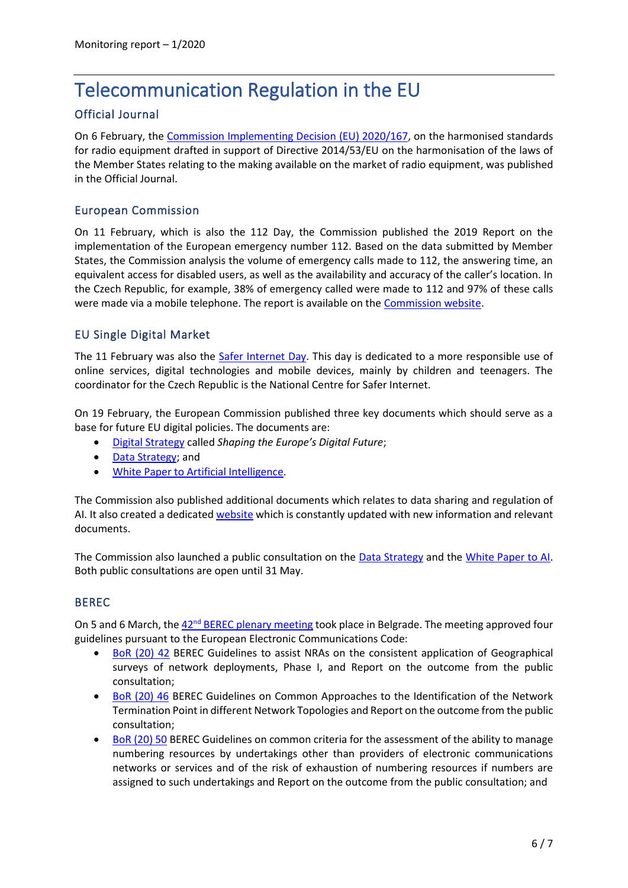# Telecommunication Regulation in the EU

## Official Journal

On 6 February, the Commission Implementing Decision (EU) 2020/167, on the harmonised standards for radio equipment drafted in support of Directive 2014/53/EU on the harmonisation of the laws of the Member States relating to the making available on the market of radio equipment, was published in the Official Journal.

## European Commission

On 11 February, which is also the 112 Day, the Commission published the 2019 Report on the implementation of the European emergency number 112. Based on the data submitted by Member States, the Commission analysis the volume of emergency calls made to 112, the answering time, an equivalent access for disabled users, as well as the availability and accuracy of the caller's location. In the Czech Republic, for example, 38% of emergency called were made to 112 and 97% of these calls were made via a mobile telephone. The report is available on the Commission website.

## EU Single Digital Market

The 11 February was also the Safer Internet Day. This day is dedicated to a more responsible use of online services, digital technologies and mobile devices, mainly by children and teenagers. The coordinator for the Czech Republic is the National Centre for Safer Internet.

On 19 February, the European Commission published three key documents which should serve as a base for future EU digital policies. The documents are:

- Digital Strategy called *Shaping the Europe's Digital Future*;
- Data Strategy; and
- White Paper to Artificial Intelligence.

The Commission also published additional documents which relates to data sharing and regulation of AI. It also created a dedicated website which is constantly updated with new information and relevant documents.

The Commission also launched a public consultation on the Data Strategy and the White Paper to AI. Both public consultations are open until 31 May.

## BEREC

On 5 and 6 March, the 42nd BEREC plenary meeting took place in Belgrade. The meeting approved four guidelines pursuant to the European Electronic Communications Code:

- BoR (20) 42 BEREC Guidelines to assist NRAs on the consistent application of Geographical surveys of network deployments, Phase I, and Report on the outcome from the public consultation;
- BoR (20) 46 BEREC Guidelines on Common Approaches to the Identification of the Network Termination Point in different Network Topologies and Report on the outcome from the public consultation;
- BoR (20) 50 BEREC Guidelines on common criteria for the assessment of the ability to manage numbering resources by undertakings other than providers of electronic communications networks or services and of the risk of exhaustion of numbering resources if numbers are assigned to such undertakings and Report on the outcome from the public consultation; and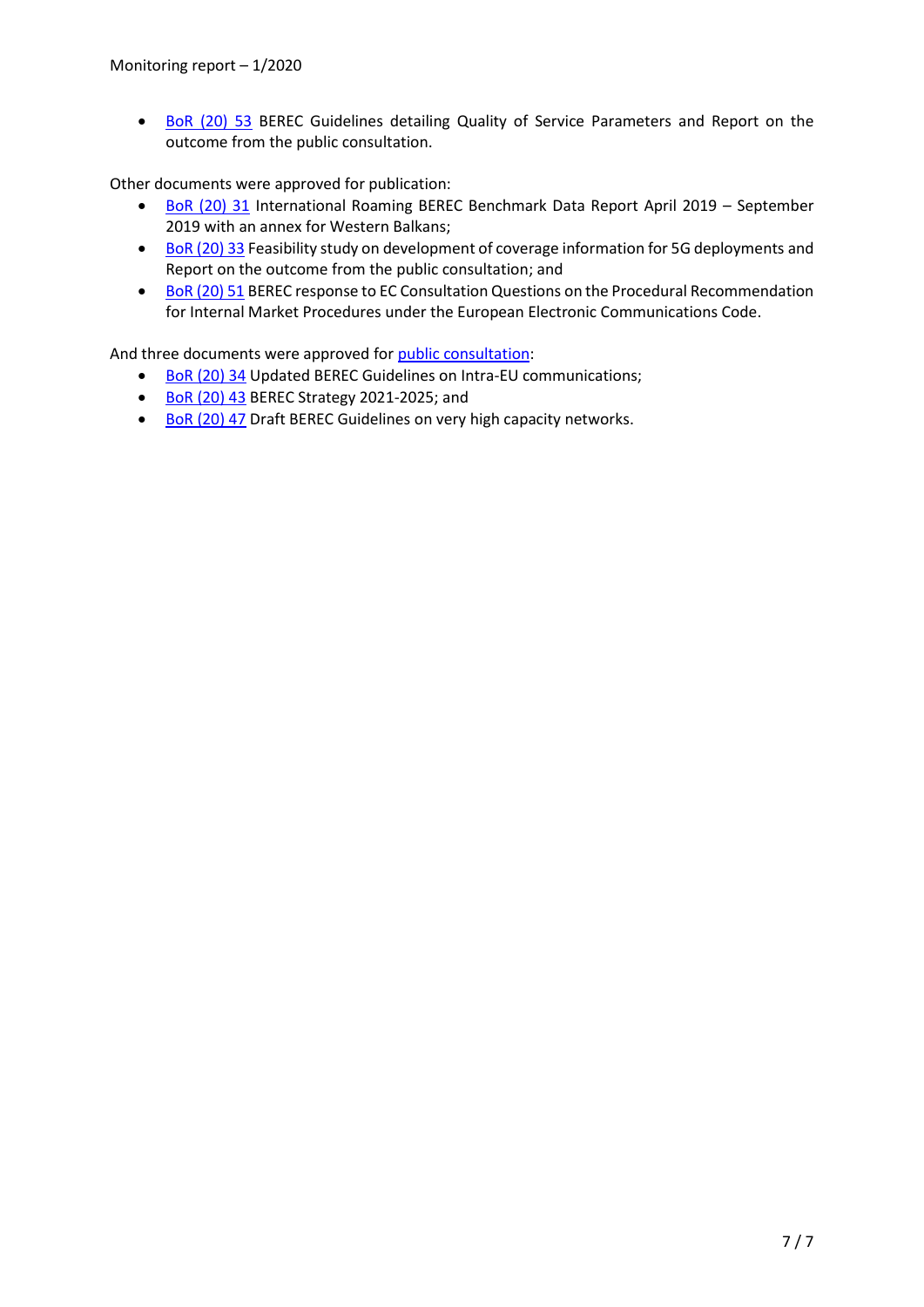- BoR (20) 53 BEREC Guidelines detailing Quality of Service Parameters and Report on the outcome from the public consultation.

Other documents were approved for publication:

- BoR (20) 31 International Roaming BEREC Benchmark Data Report April 2019 – September 2019 with an annex for Western Balkans;
- BoR (20) 33 Feasibility study on development of coverage information for 5G deployments and Report on the outcome from the public consultation; and
- BoR (20) 51 BEREC response to EC Consultation Questions on the Procedural Recommendation for Internal Market Procedures under the European Electronic Communications Code.

And three documents were approved for public consultation:

- BoR (20) 34 Updated BEREC Guidelines on Intra-EU communications;
- BoR (20) 43 BEREC Strategy 2021-2025; and
- BoR (20) 47 Draft BEREC Guidelines on very high capacity networks.